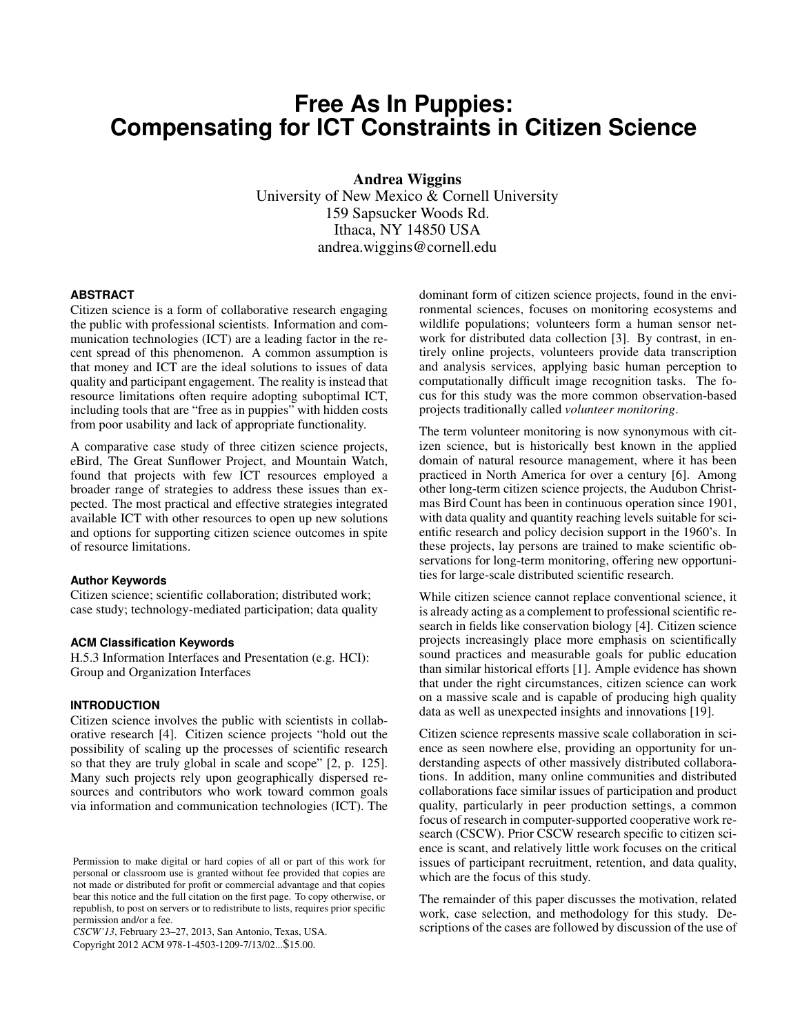# Free As In Puppies: Compensating for ICT Constraints in Citizen Science

**Andrea Wiggins**
University of New Mexico & Cornell University
159 Sapsucker Woods Rd.
Ithaca, NY 14850 USA
andrea.wiggins@cornell.edu

## ABSTRACT

Citizen science is a form of collaborative research engaging the public with professional scientists. Information and communication technologies (ICT) are a leading factor in the recent spread of this phenomenon. A common assumption is that money and ICT are the ideal solutions to issues of data quality and participant engagement. The reality is instead that resource limitations often require adopting suboptimal ICT, including tools that are "free as in puppies" with hidden costs from poor usability and lack of appropriate functionality.

A comparative case study of three citizen science projects, eBird, The Great Sunflower Project, and Mountain Watch, found that projects with few ICT resources employed a broader range of strategies to address these issues than expected. The most practical and effective strategies integrated available ICT with other resources to open up new solutions and options for supporting citizen science outcomes in spite of resource limitations.

### Author Keywords

Citizen science; scientific collaboration; distributed work; case study; technology-mediated participation; data quality

### ACM Classification Keywords

H.5.3 Information Interfaces and Presentation (e.g. HCI): Group and Organization Interfaces

## INTRODUCTION

Citizen science involves the public with scientists in collaborative research [4]. Citizen science projects "hold out the possibility of scaling up the processes of scientific research so that they are truly global in scale and scope" [2, p. 125]. Many such projects rely upon geographically dispersed resources and contributors who work toward common goals via information and communication technologies (ICT). The dominant form of citizen science projects, found in the environmental sciences, focuses on monitoring ecosystems and wildlife populations; volunteers form a human sensor network for distributed data collection [3]. By contrast, in entirely online projects, volunteers provide data transcription and analysis services, applying basic human perception to computationally difficult image recognition tasks. The focus for this study was the more common observation-based projects traditionally called *volunteer monitoring*.

The term volunteer monitoring is now synonymous with citizen science, but is historically best known in the applied domain of natural resource management, where it has been practiced in North America for over a century [6]. Among other long-term citizen science projects, the Audubon Christmas Bird Count has been in continuous operation since 1901, with data quality and quantity reaching levels suitable for scientific research and policy decision support in the 1960's. In these projects, lay persons are trained to make scientific observations for long-term monitoring, offering new opportunities for large-scale distributed scientific research.

While citizen science cannot replace conventional science, it is already acting as a complement to professional scientific research in fields like conservation biology [4]. Citizen science projects increasingly place more emphasis on scientifically sound practices and measurable goals for public education than similar historical efforts [1]. Ample evidence has shown that under the right circumstances, citizen science can work on a massive scale and is capable of producing high quality data as well as unexpected insights and innovations [19].

Citizen science represents massive scale collaboration in science as seen nowhere else, providing an opportunity for understanding aspects of other massively distributed collaborations. In addition, many online communities and distributed collaborations face similar issues of participation and product quality, particularly in peer production settings, a common focus of research in computer-supported cooperative work research (CSCW). Prior CSCW research specific to citizen science is scant, and relatively little work focuses on the critical issues of participant recruitment, retention, and data quality, which are the focus of this study.

The remainder of this paper discusses the motivation, related work, case selection, and methodology for this study. Descriptions of the cases are followed by discussion of the use of

Permission to make digital or hard copies of all or part of this work for personal or classroom use is granted without fee provided that copies are not made or distributed for profit or commercial advantage and that copies bear this notice and the full citation on the first page. To copy otherwise, or republish, to post on servers or to redistribute to lists, requires prior specific permission and/or a fee.
*CSCW'13*, February 23–27, 2013, San Antonio, Texas, USA.
Copyright 2012 ACM 978-1-4503-1209-7/13/02...$15.00.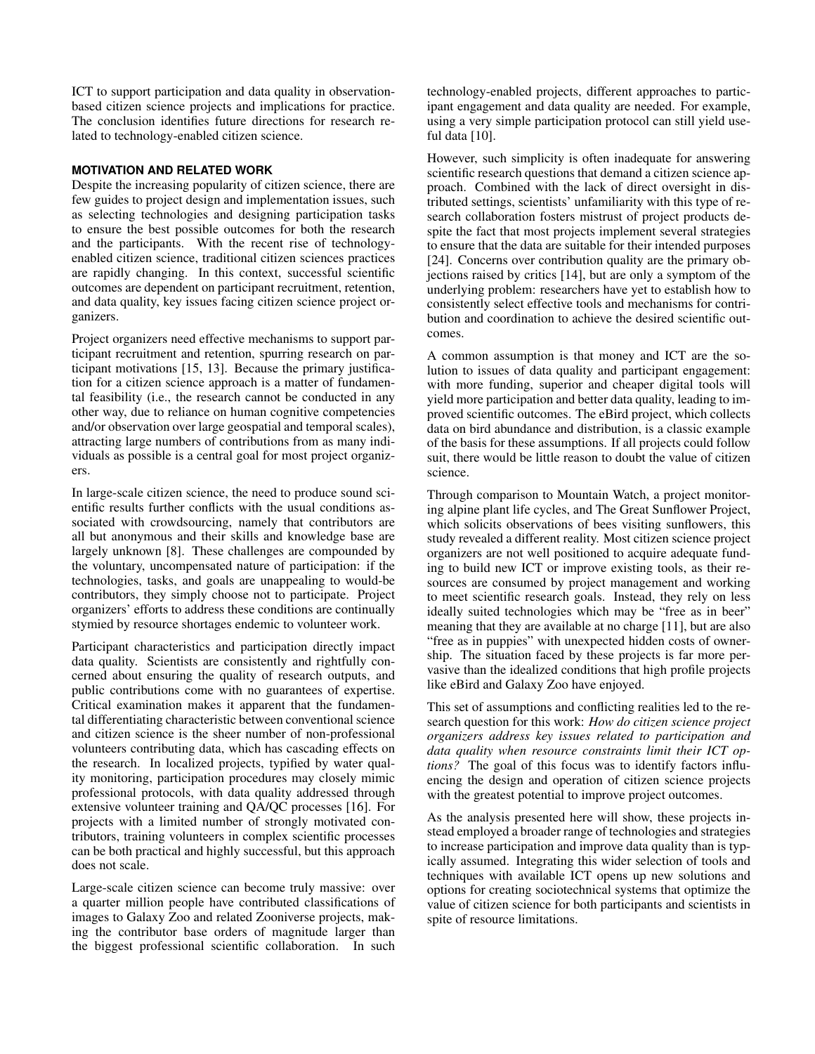ICT to support participation and data quality in observation-based citizen science projects and implications for practice. The conclusion identifies future directions for research related to technology-enabled citizen science.

## MOTIVATION AND RELATED WORK

Despite the increasing popularity of citizen science, there are few guides to project design and implementation issues, such as selecting technologies and designing participation tasks to ensure the best possible outcomes for both the research and the participants. With the recent rise of technology-enabled citizen science, traditional citizen sciences practices are rapidly changing. In this context, successful scientific outcomes are dependent on participant recruitment, retention, and data quality, key issues facing citizen science project organizers.

Project organizers need effective mechanisms to support participant recruitment and retention, spurring research on participant motivations [15, 13]. Because the primary justification for a citizen science approach is a matter of fundamental feasibility (i.e., the research cannot be conducted in any other way, due to reliance on human cognitive competencies and/or observation over large geospatial and temporal scales), attracting large numbers of contributions from as many individuals as possible is a central goal for most project organizers.

In large-scale citizen science, the need to produce sound scientific results further conflicts with the usual conditions associated with crowdsourcing, namely that contributors are all but anonymous and their skills and knowledge base are largely unknown [8]. These challenges are compounded by the voluntary, uncompensated nature of participation: if the technologies, tasks, and goals are unappealing to would-be contributors, they simply choose not to participate. Project organizers' efforts to address these conditions are continually stymied by resource shortages endemic to volunteer work.

Participant characteristics and participation directly impact data quality. Scientists are consistently and rightfully concerned about ensuring the quality of research outputs, and public contributions come with no guarantees of expertise. Critical examination makes it apparent that the fundamental differentiating characteristic between conventional science and citizen science is the sheer number of non-professional volunteers contributing data, which has cascading effects on the research. In localized projects, typified by water quality monitoring, participation procedures may closely mimic professional protocols, with data quality addressed through extensive volunteer training and QA/QC processes [16]. For projects with a limited number of strongly motivated contributors, training volunteers in complex scientific processes can be both practical and highly successful, but this approach does not scale.

Large-scale citizen science can become truly massive: over a quarter million people have contributed classifications of images to Galaxy Zoo and related Zooniverse projects, making the contributor base orders of magnitude larger than the biggest professional scientific collaboration. In such technology-enabled projects, different approaches to participant engagement and data quality are needed. For example, using a very simple participation protocol can still yield useful data [10].

However, such simplicity is often inadequate for answering scientific research questions that demand a citizen science approach. Combined with the lack of direct oversight in distributed settings, scientists' unfamiliarity with this type of research collaboration fosters mistrust of project products despite the fact that most projects implement several strategies to ensure that the data are suitable for their intended purposes [24]. Concerns over contribution quality are the primary objections raised by critics [14], but are only a symptom of the underlying problem: researchers have yet to establish how to consistently select effective tools and mechanisms for contribution and coordination to achieve the desired scientific outcomes.

A common assumption is that money and ICT are the solution to issues of data quality and participant engagement: with more funding, superior and cheaper digital tools will yield more participation and better data quality, leading to improved scientific outcomes. The eBird project, which collects data on bird abundance and distribution, is a classic example of the basis for these assumptions. If all projects could follow suit, there would be little reason to doubt the value of citizen science.

Through comparison to Mountain Watch, a project monitoring alpine plant life cycles, and The Great Sunflower Project, which solicits observations of bees visiting sunflowers, this study revealed a different reality. Most citizen science project organizers are not well positioned to acquire adequate funding to build new ICT or improve existing tools, as their resources are consumed by project management and working to meet scientific research goals. Instead, they rely on less ideally suited technologies which may be "free as in beer" meaning that they are available at no charge [11], but are also "free as in puppies" with unexpected hidden costs of ownership. The situation faced by these projects is far more pervasive than the idealized conditions that high profile projects like eBird and Galaxy Zoo have enjoyed.

This set of assumptions and conflicting realities led to the research question for this work: *How do citizen science project organizers address key issues related to participation and data quality when resource constraints limit their ICT options?* The goal of this focus was to identify factors influencing the design and operation of citizen science projects with the greatest potential to improve project outcomes.

As the analysis presented here will show, these projects instead employed a broader range of technologies and strategies to increase participation and improve data quality than is typically assumed. Integrating this wider selection of tools and techniques with available ICT opens up new solutions and options for creating sociotechnical systems that optimize the value of citizen science for both participants and scientists in spite of resource limitations.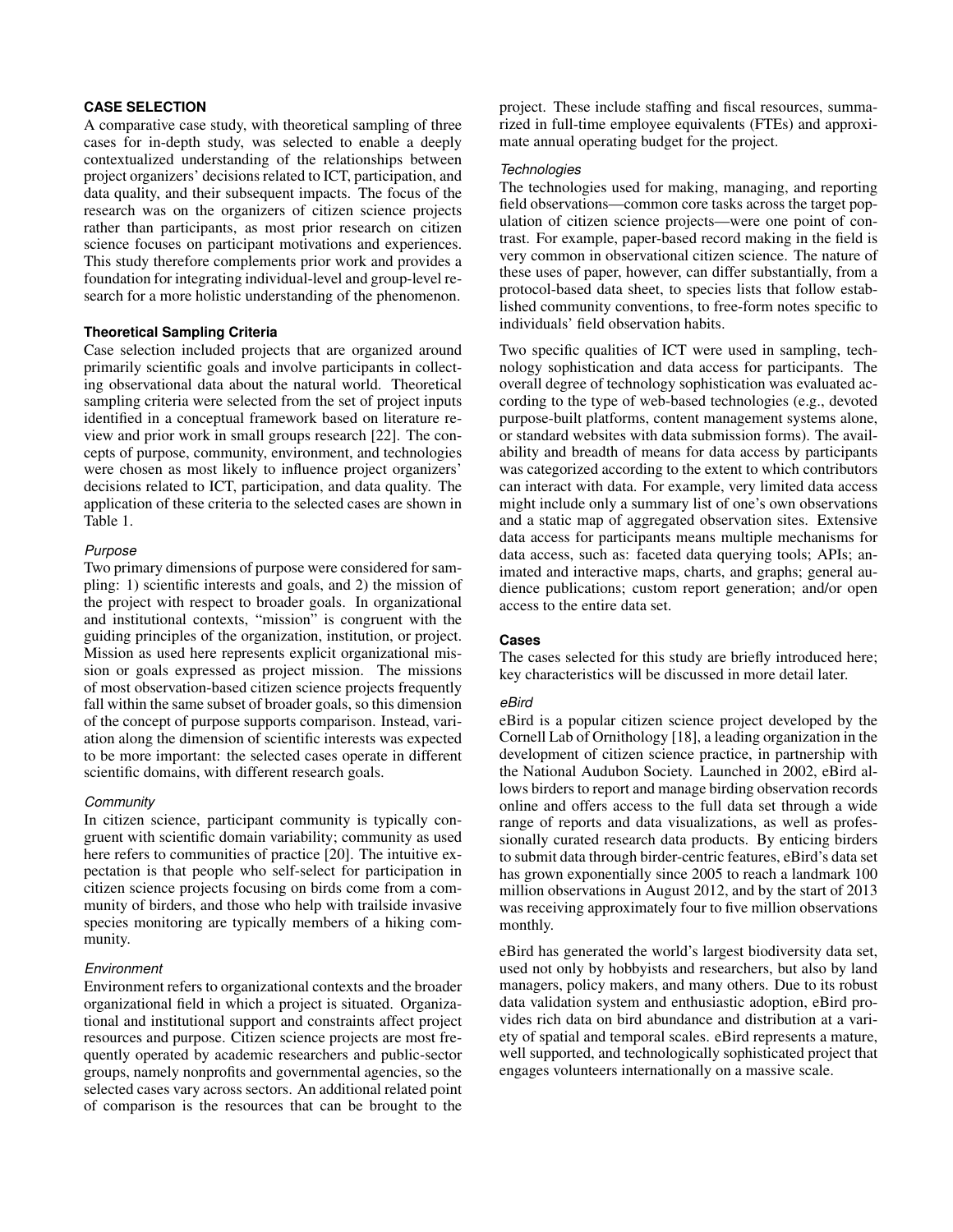## CASE SELECTION

A comparative case study, with theoretical sampling of three cases for in-depth study, was selected to enable a deeply contextualized understanding of the relationships between project organizers' decisions related to ICT, participation, and data quality, and their subsequent impacts. The focus of the research was on the organizers of citizen science projects rather than participants, as most prior research on citizen science focuses on participant motivations and experiences. This study therefore complements prior work and provides a foundation for integrating individual-level and group-level research for a more holistic understanding of the phenomenon.

### Theoretical Sampling Criteria

Case selection included projects that are organized around primarily scientific goals and involve participants in collecting observational data about the natural world. Theoretical sampling criteria were selected from the set of project inputs identified in a conceptual framework based on literature review and prior work in small groups research [22]. The concepts of purpose, community, environment, and technologies were chosen as most likely to influence project organizers' decisions related to ICT, participation, and data quality. The application of these criteria to the selected cases are shown in Table 1.

#### *Purpose*

Two primary dimensions of purpose were considered for sampling: 1) scientific interests and goals, and 2) the mission of the project with respect to broader goals. In organizational and institutional contexts, "mission" is congruent with the guiding principles of the organization, institution, or project. Mission as used here represents explicit organizational mission or goals expressed as project mission. The missions of most observation-based citizen science projects frequently fall within the same subset of broader goals, so this dimension of the concept of purpose supports comparison. Instead, variation along the dimension of scientific interests was expected to be more important: the selected cases operate in different scientific domains, with different research goals.

#### *Community*

In citizen science, participant community is typically congruent with scientific domain variability; community as used here refers to communities of practice [20]. The intuitive expectation is that people who self-select for participation in citizen science projects focusing on birds come from a community of birders, and those who help with trailside invasive species monitoring are typically members of a hiking community.

#### *Environment*

Environment refers to organizational contexts and the broader organizational field in which a project is situated. Organizational and institutional support and constraints affect project resources and purpose. Citizen science projects are most frequently operated by academic researchers and public-sector groups, namely nonprofits and governmental agencies, so the selected cases vary across sectors. An additional related point of comparison is the resources that can be brought to the project. These include staffing and fiscal resources, summarized in full-time employee equivalents (FTEs) and approximate annual operating budget for the project.

#### *Technologies*

The technologies used for making, managing, and reporting field observations—common core tasks across the target population of citizen science projects—were one point of contrast. For example, paper-based record making in the field is very common in observational citizen science. The nature of these uses of paper, however, can differ substantially, from a protocol-based data sheet, to species lists that follow established community conventions, to free-form notes specific to individuals' field observation habits.

Two specific qualities of ICT were used in sampling, technology sophistication and data access for participants. The overall degree of technology sophistication was evaluated according to the type of web-based technologies (e.g., devoted purpose-built platforms, content management systems alone, or standard websites with data submission forms). The availability and breadth of means for data access by participants was categorized according to the extent to which contributors can interact with data. For example, very limited data access might include only a summary list of one's own observations and a static map of aggregated observation sites. Extensive data access for participants means multiple mechanisms for data access, such as: faceted data querying tools; APIs; animated and interactive maps, charts, and graphs; general audience publications; custom report generation; and/or open access to the entire data set.

### Cases

The cases selected for this study are briefly introduced here; key characteristics will be discussed in more detail later.

#### *eBird*

eBird is a popular citizen science project developed by the Cornell Lab of Ornithology [18], a leading organization in the development of citizen science practice, in partnership with the National Audubon Society. Launched in 2002, eBird allows birders to report and manage birding observation records online and offers access to the full data set through a wide range of reports and data visualizations, as well as professionally curated research data products. By enticing birders to submit data through birder-centric features, eBird's data set has grown exponentially since 2005 to reach a landmark 100 million observations in August 2012, and by the start of 2013 was receiving approximately four to five million observations monthly.

eBird has generated the world's largest biodiversity data set, used not only by hobbyists and researchers, but also by land managers, policy makers, and many others. Due to its robust data validation system and enthusiastic adoption, eBird provides rich data on bird abundance and distribution at a variety of spatial and temporal scales. eBird represents a mature, well supported, and technologically sophisticated project that engages volunteers internationally on a massive scale.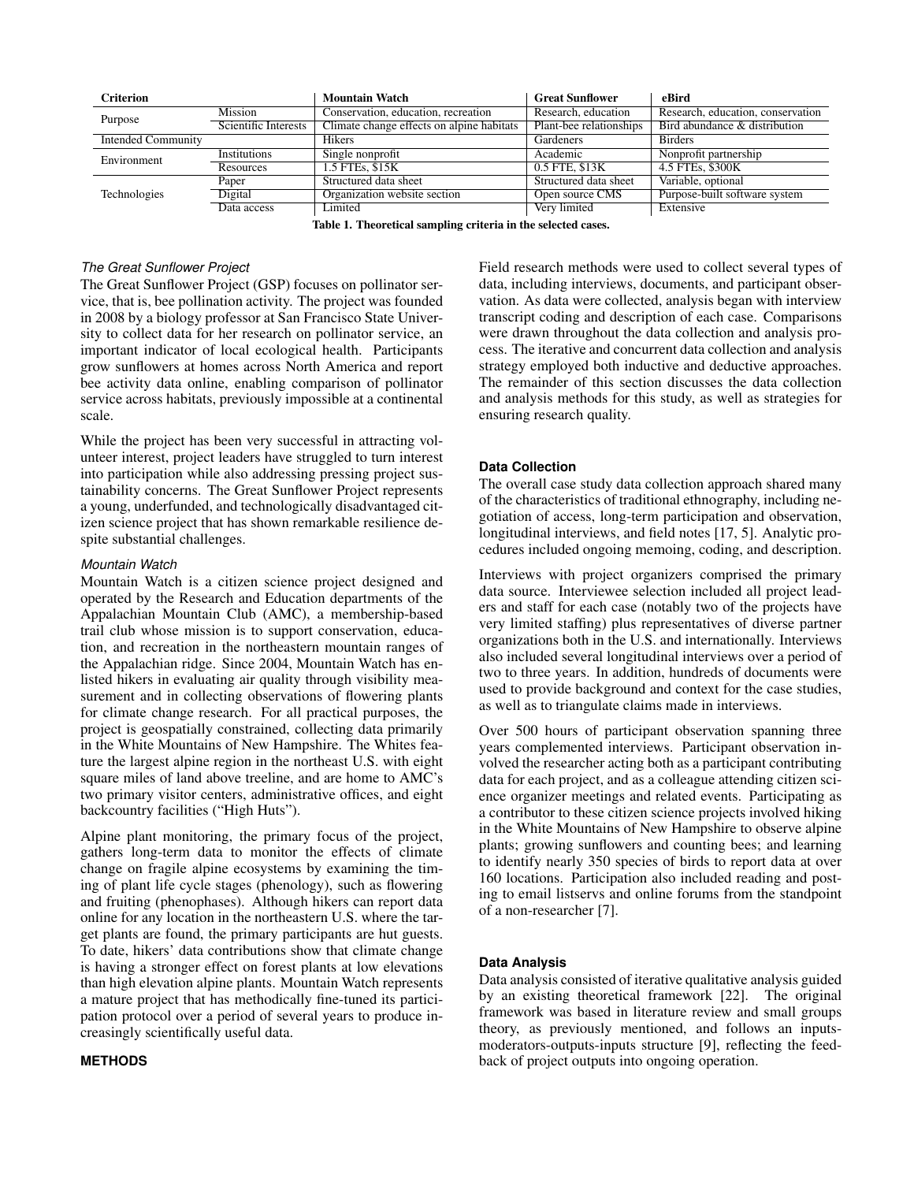| Criterion | | Mountain Watch | Great Sunflower | eBird |
|---|---|---|---|---|
| Purpose | Mission | Conservation, education, recreation | Research, education | Research, education, conservation |
| | Scientific Interests | Climate change effects on alpine habitats | Plant-bee relationships | Bird abundance & distribution |
| Intended Community | | Hikers | Gardeners | Birders |
| Environment | Institutions | Single nonprofit | Academic | Nonprofit partnership |
| | Resources | 1.5 FTEs, $15K | 0.5 FTE, $13K | 4.5 FTEs, $300K |
| Technologies | Paper | Structured data sheet | Structured data sheet | Variable, optional |
| | Digital | Organization website section | Open source CMS | Purpose-built software system |
| | Data access | Limited | Very limited | Extensive |

**Table 1. Theoretical sampling criteria in the selected cases.**

### *The Great Sunflower Project*

The Great Sunflower Project (GSP) focuses on pollinator service, that is, bee pollination activity. The project was founded in 2008 by a biology professor at San Francisco State University to collect data for her research on pollinator service, an important indicator of local ecological health. Participants grow sunflowers at homes across North America and report bee activity data online, enabling comparison of pollinator service across habitats, previously impossible at a continental scale.

While the project has been very successful in attracting volunteer interest, project leaders have struggled to turn interest into participation while also addressing pressing project sustainability concerns. The Great Sunflower Project represents a young, underfunded, and technologically disadvantaged citizen science project that has shown remarkable resilience despite substantial challenges.

### *Mountain Watch*

Mountain Watch is a citizen science project designed and operated by the Research and Education departments of the Appalachian Mountain Club (AMC), a membership-based trail club whose mission is to support conservation, education, and recreation in the northeastern mountain ranges of the Appalachian ridge. Since 2004, Mountain Watch has enlisted hikers in evaluating air quality through visibility measurement and in collecting observations of flowering plants for climate change research. For all practical purposes, the project is geospatially constrained, collecting data primarily in the White Mountains of New Hampshire. The Whites feature the largest alpine region in the northeast U.S. with eight square miles of land above treeline, and are home to AMC's two primary visitor centers, administrative offices, and eight backcountry facilities ("High Huts").

Alpine plant monitoring, the primary focus of the project, gathers long-term data to monitor the effects of climate change on fragile alpine ecosystems by examining the timing of plant life cycle stages (phenology), such as flowering and fruiting (phenophases). Although hikers can report data online for any location in the northeastern U.S. where the target plants are found, the primary participants are hut guests. To date, hikers' data contributions show that climate change is having a stronger effect on forest plants at low elevations than high elevation alpine plants. Mountain Watch represents a mature project that has methodically fine-tuned its participation protocol over a period of several years to produce increasingly scientifically useful data.

## METHODS

Field research methods were used to collect several types of data, including interviews, documents, and participant observation. As data were collected, analysis began with interview transcript coding and description of each case. Comparisons were drawn throughout the data collection and analysis process. The iterative and concurrent data collection and analysis strategy employed both inductive and deductive approaches. The remainder of this section discusses the data collection and analysis methods for this study, as well as strategies for ensuring research quality.

### Data Collection

The overall case study data collection approach shared many of the characteristics of traditional ethnography, including negotiation of access, long-term participation and observation, longitudinal interviews, and field notes [17, 5]. Analytic procedures included ongoing memoing, coding, and description.

Interviews with project organizers comprised the primary data source. Interviewee selection included all project leaders and staff for each case (notably two of the projects have very limited staffing) plus representatives of diverse partner organizations both in the U.S. and internationally. Interviews also included several longitudinal interviews over a period of two to three years. In addition, hundreds of documents were used to provide background and context for the case studies, as well as to triangulate claims made in interviews.

Over 500 hours of participant observation spanning three years complemented interviews. Participant observation involved the researcher acting both as a participant contributing data for each project, and as a colleague attending citizen science organizer meetings and related events. Participating as a contributor to these citizen science projects involved hiking in the White Mountains of New Hampshire to observe alpine plants; growing sunflowers and counting bees; and learning to identify nearly 350 species of birds to report data at over 160 locations. Participation also included reading and posting to email listservs and online forums from the standpoint of a non-researcher [7].

### Data Analysis

Data analysis consisted of iterative qualitative analysis guided by an existing theoretical framework [22]. The original framework was based in literature review and small groups theory, as previously mentioned, and follows an inputs-moderators-outputs-inputs structure [9], reflecting the feedback of project outputs into ongoing operation.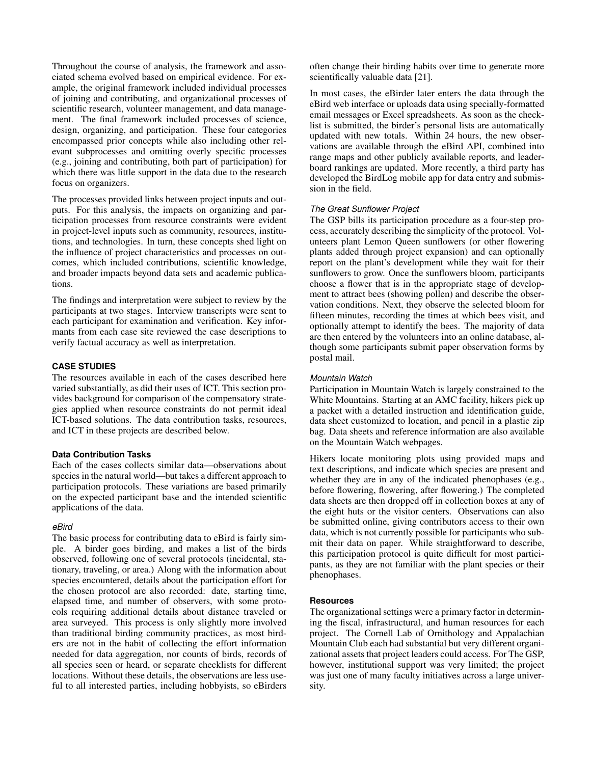Throughout the course of analysis, the framework and associated schema evolved based on empirical evidence. For example, the original framework included individual processes of joining and contributing, and organizational processes of scientific research, volunteer management, and data management. The final framework included processes of science, design, organizing, and participation. These four categories encompassed prior concepts while also including other relevant subprocesses and omitting overly specific processes (e.g., joining and contributing, both part of participation) for which there was little support in the data due to the research focus on organizers.

The processes provided links between project inputs and outputs. For this analysis, the impacts on organizing and participation processes from resource constraints were evident in project-level inputs such as community, resources, institutions, and technologies. In turn, these concepts shed light on the influence of project characteristics and processes on outcomes, which included contributions, scientific knowledge, and broader impacts beyond data sets and academic publications.

The findings and interpretation were subject to review by the participants at two stages. Interview transcripts were sent to each participant for examination and verification. Key informants from each case site reviewed the case descriptions to verify factual accuracy as well as interpretation.

## CASE STUDIES

The resources available in each of the cases described here varied substantially, as did their uses of ICT. This section provides background for comparison of the compensatory strategies applied when resource constraints do not permit ideal ICT-based solutions. The data contribution tasks, resources, and ICT in these projects are described below.

### Data Contribution Tasks

Each of the cases collects similar data—observations about species in the natural world—but takes a different approach to participation protocols. These variations are based primarily on the expected participant base and the intended scientific applications of the data.

#### *eBird*

The basic process for contributing data to eBird is fairly simple. A birder goes birding, and makes a list of the birds observed, following one of several protocols (incidental, stationary, traveling, or area.) Along with the information about species encountered, details about the participation effort for the chosen protocol are also recorded: date, starting time, elapsed time, and number of observers, with some protocols requiring additional details about distance traveled or area surveyed. This process is only slightly more involved than traditional birding community practices, as most birders are not in the habit of collecting the effort information needed for data aggregation, nor counts of birds, records of all species seen or heard, or separate checklists for different locations. Without these details, the observations are less useful to all interested parties, including hobbyists, so eBirders often change their birding habits over time to generate more scientifically valuable data [21].

In most cases, the eBirder later enters the data through the eBird web interface or uploads data using specially-formatted email messages or Excel spreadsheets. As soon as the checklist is submitted, the birder's personal lists are automatically updated with new totals. Within 24 hours, the new observations are available through the eBird API, combined into range maps and other publicly available reports, and leaderboard rankings are updated. More recently, a third party has developed the BirdLog mobile app for data entry and submission in the field.

#### *The Great Sunflower Project*

The GSP bills its participation procedure as a four-step process, accurately describing the simplicity of the protocol. Volunteers plant Lemon Queen sunflowers (or other flowering plants added through project expansion) and can optionally report on the plant's development while they wait for their sunflowers to grow. Once the sunflowers bloom, participants choose a flower that is in the appropriate stage of development to attract bees (showing pollen) and describe the observation conditions. Next, they observe the selected bloom for fifteen minutes, recording the times at which bees visit, and optionally attempt to identify the bees. The majority of data are then entered by the volunteers into an online database, although some participants submit paper observation forms by postal mail.

#### *Mountain Watch*

Participation in Mountain Watch is largely constrained to the White Mountains. Starting at an AMC facility, hikers pick up a packet with a detailed instruction and identification guide, data sheet customized to location, and pencil in a plastic zip bag. Data sheets and reference information are also available on the Mountain Watch webpages.

Hikers locate monitoring plots using provided maps and text descriptions, and indicate which species are present and whether they are in any of the indicated phenophases (e.g., before flowering, flowering, after flowering.) The completed data sheets are then dropped off in collection boxes at any of the eight huts or the visitor centers. Observations can also be submitted online, giving contributors access to their own data, which is not currently possible for participants who submit their data on paper. While straightforward to describe, this participation protocol is quite difficult for most participants, as they are not familiar with the plant species or their phenophases.

### Resources

The organizational settings were a primary factor in determining the fiscal, infrastructural, and human resources for each project. The Cornell Lab of Ornithology and Appalachian Mountain Club each had substantial but very different organizational assets that project leaders could access. For The GSP, however, institutional support was very limited; the project was just one of many faculty initiatives across a large university.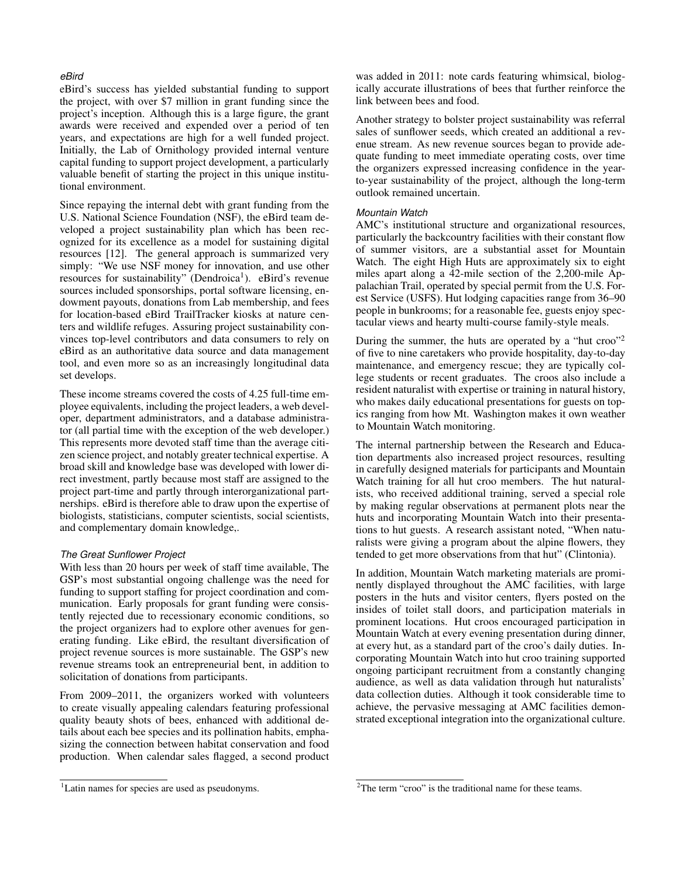### *eBird*

eBird's success has yielded substantial funding to support the project, with over $7 million in grant funding since the project's inception. Although this is a large figure, the grant awards were received and expended over a period of ten years, and expectations are high for a well funded project. Initially, the Lab of Ornithology provided internal venture capital funding to support project development, a particularly valuable benefit of starting the project in this unique institutional environment.

Since repaying the internal debt with grant funding from the U.S. National Science Foundation (NSF), the eBird team developed a project sustainability plan which has been recognized for its excellence as a model for sustaining digital resources [12]. The general approach is summarized very simply: "We use NSF money for innovation, and use other resources for sustainability" (Dendroica[1]). eBird's revenue sources included sponsorships, portal software licensing, endowment payouts, donations from Lab membership, and fees for location-based eBird TrailTracker kiosks at nature centers and wildlife refuges. Assuring project sustainability convinces top-level contributors and data consumers to rely on eBird as an authoritative data source and data management tool, and even more so as an increasingly longitudinal data set develops.

These income streams covered the costs of 4.25 full-time employee equivalents, including the project leaders, a web developer, department administrators, and a database administrator (all partial time with the exception of the web developer.) This represents more devoted staff time than the average citizen science project, and notably greater technical expertise. A broad skill and knowledge base was developed with lower direct investment, partly because most staff are assigned to the project part-time and partly through interorganizational partnerships. eBird is therefore able to draw upon the expertise of biologists, statisticians, computer scientists, social scientists, and complementary domain knowledge,.

### *The Great Sunflower Project*

With less than 20 hours per week of staff time available, The GSP's most substantial ongoing challenge was the need for funding to support staffing for project coordination and communication. Early proposals for grant funding were consistently rejected due to recessionary economic conditions, so the project organizers had to explore other avenues for generating funding. Like eBird, the resultant diversification of project revenue sources is more sustainable. The GSP's new revenue streams took an entrepreneurial bent, in addition to solicitation of donations from participants.

From 2009–2011, the organizers worked with volunteers to create visually appealing calendars featuring professional quality beauty shots of bees, enhanced with additional details about each bee species and its pollination habits, emphasizing the connection between habitat conservation and food production. When calendar sales flagged, a second product was added in 2011: note cards featuring whimsical, biologically accurate illustrations of bees that further reinforce the link between bees and food.

Another strategy to bolster project sustainability was referral sales of sunflower seeds, which created an additional a revenue stream. As new revenue sources began to provide adequate funding to meet immediate operating costs, over time the organizers expressed increasing confidence in the year-to-year sustainability of the project, although the long-term outlook remained uncertain.

### *Mountain Watch*

AMC's institutional structure and organizational resources, particularly the backcountry facilities with their constant flow of summer visitors, are a substantial asset for Mountain Watch. The eight High Huts are approximately six to eight miles apart along a 42-mile section of the 2,200-mile Appalachian Trail, operated by special permit from the U.S. Forest Service (USFS). Hut lodging capacities range from 36–90 people in bunkrooms; for a reasonable fee, guests enjoy spectacular views and hearty multi-course family-style meals.

During the summer, the huts are operated by a "hut croo"[2] of five to nine caretakers who provide hospitality, day-to-day maintenance, and emergency rescue; they are typically college students or recent graduates. The croos also include a resident naturalist with expertise or training in natural history, who makes daily educational presentations for guests on topics ranging from how Mt. Washington makes it own weather to Mountain Watch monitoring.

The internal partnership between the Research and Education departments also increased project resources, resulting in carefully designed materials for participants and Mountain Watch training for all hut croo members. The hut naturalists, who received additional training, served a special role by making regular observations at permanent plots near the huts and incorporating Mountain Watch into their presentations to hut guests. A research assistant noted, "When naturalists were giving a program about the alpine flowers, they tended to get more observations from that hut" (Clintonia).

In addition, Mountain Watch marketing materials are prominently displayed throughout the AMC facilities, with large posters in the huts and visitor centers, flyers posted on the insides of toilet stall doors, and participation materials in prominent locations. Hut croos encouraged participation in Mountain Watch at every evening presentation during dinner, at every hut, as a standard part of the croo's daily duties. Incorporating Mountain Watch into hut croo training supported ongoing participant recruitment from a constantly changing audience, as well as data validation through hut naturalists' data collection duties. Although it took considerable time to achieve, the pervasive messaging at AMC facilities demonstrated exceptional integration into the organizational culture.

---

[1] Latin names for species are used as pseudonyms.

[2] The term "croo" is the traditional name for these teams.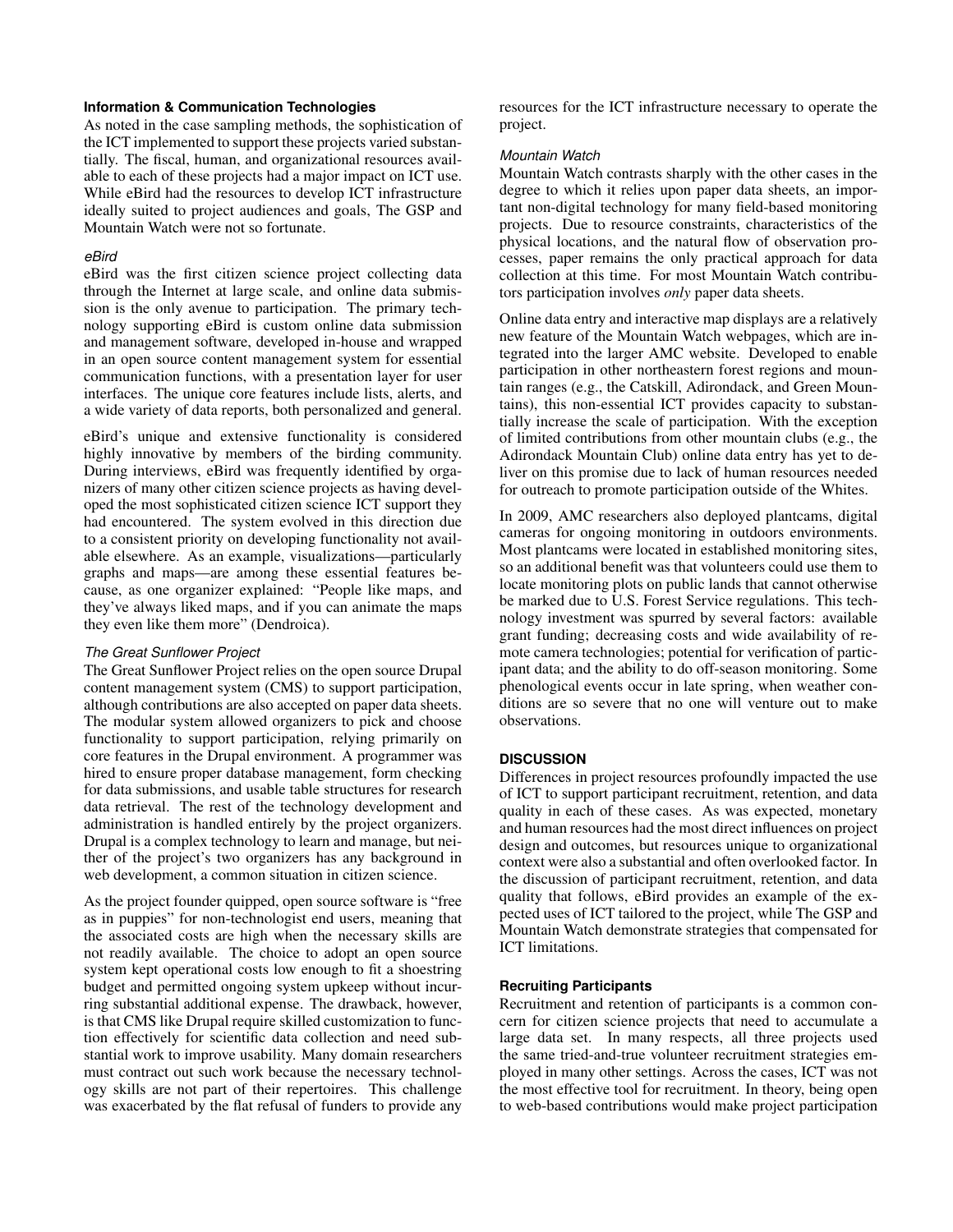### Information & Communication Technologies

As noted in the case sampling methods, the sophistication of the ICT implemented to support these projects varied substantially. The fiscal, human, and organizational resources available to each of these projects had a major impact on ICT use. While eBird had the resources to develop ICT infrastructure ideally suited to project audiences and goals, The GSP and Mountain Watch were not so fortunate.

#### *eBird*

eBird was the first citizen science project collecting data through the Internet at large scale, and online data submission is the only avenue to participation. The primary technology supporting eBird is custom online data submission and management software, developed in-house and wrapped in an open source content management system for essential communication functions, with a presentation layer for user interfaces. The unique core features include lists, alerts, and a wide variety of data reports, both personalized and general.

eBird's unique and extensive functionality is considered highly innovative by members of the birding community. During interviews, eBird was frequently identified by organizers of many other citizen science projects as having developed the most sophisticated citizen science ICT support they had encountered. The system evolved in this direction due to a consistent priority on developing functionality not available elsewhere. As an example, visualizations—particularly graphs and maps—are among these essential features because, as one organizer explained: "People like maps, and they've always liked maps, and if you can animate the maps they even like them more" (Dendroica).

#### *The Great Sunflower Project*

The Great Sunflower Project relies on the open source Drupal content management system (CMS) to support participation, although contributions are also accepted on paper data sheets. The modular system allowed organizers to pick and choose functionality to support participation, relying primarily on core features in the Drupal environment. A programmer was hired to ensure proper database management, form checking for data submissions, and usable table structures for research data retrieval. The rest of the technology development and administration is handled entirely by the project organizers. Drupal is a complex technology to learn and manage, but neither of the project's two organizers has any background in web development, a common situation in citizen science.

As the project founder quipped, open source software is "free as in puppies" for non-technologist end users, meaning that the associated costs are high when the necessary skills are not readily available. The choice to adopt an open source system kept operational costs low enough to fit a shoestring budget and permitted ongoing system upkeep without incurring substantial additional expense. The drawback, however, is that CMS like Drupal require skilled customization to function effectively for scientific data collection and need substantial work to improve usability. Many domain researchers must contract out such work because the necessary technology skills are not part of their repertoires. This challenge was exacerbated by the flat refusal of funders to provide any resources for the ICT infrastructure necessary to operate the project.

#### *Mountain Watch*

Mountain Watch contrasts sharply with the other cases in the degree to which it relies upon paper data sheets, an important non-digital technology for many field-based monitoring projects. Due to resource constraints, characteristics of the physical locations, and the natural flow of observation processes, paper remains the only practical approach for data collection at this time. For most Mountain Watch contributors participation involves *only* paper data sheets.

Online data entry and interactive map displays are a relatively new feature of the Mountain Watch webpages, which are integrated into the larger AMC website. Developed to enable participation in other northeastern forest regions and mountain ranges (e.g., the Catskill, Adirondack, and Green Mountains), this non-essential ICT provides capacity to substantially increase the scale of participation. With the exception of limited contributions from other mountain clubs (e.g., the Adirondack Mountain Club) online data entry has yet to deliver on this promise due to lack of human resources needed for outreach to promote participation outside of the Whites.

In 2009, AMC researchers also deployed plantcams, digital cameras for ongoing monitoring in outdoors environments. Most plantcams were located in established monitoring sites, so an additional benefit was that volunteers could use them to locate monitoring plots on public lands that cannot otherwise be marked due to U.S. Forest Service regulations. This technology investment was spurred by several factors: available grant funding; decreasing costs and wide availability of remote camera technologies; potential for verification of participant data; and the ability to do off-season monitoring. Some phenological events occur in late spring, when weather conditions are so severe that no one will venture out to make observations.

## DISCUSSION

Differences in project resources profoundly impacted the use of ICT to support participant recruitment, retention, and data quality in each of these cases. As was expected, monetary and human resources had the most direct influences on project design and outcomes, but resources unique to organizational context were also a substantial and often overlooked factor. In the discussion of participant recruitment, retention, and data quality that follows, eBird provides an example of the expected uses of ICT tailored to the project, while The GSP and Mountain Watch demonstrate strategies that compensated for ICT limitations.

### Recruiting Participants

Recruitment and retention of participants is a common concern for citizen science projects that need to accumulate a large data set. In many respects, all three projects used the same tried-and-true volunteer recruitment strategies employed in many other settings. Across the cases, ICT was not the most effective tool for recruitment. In theory, being open to web-based contributions would make project participation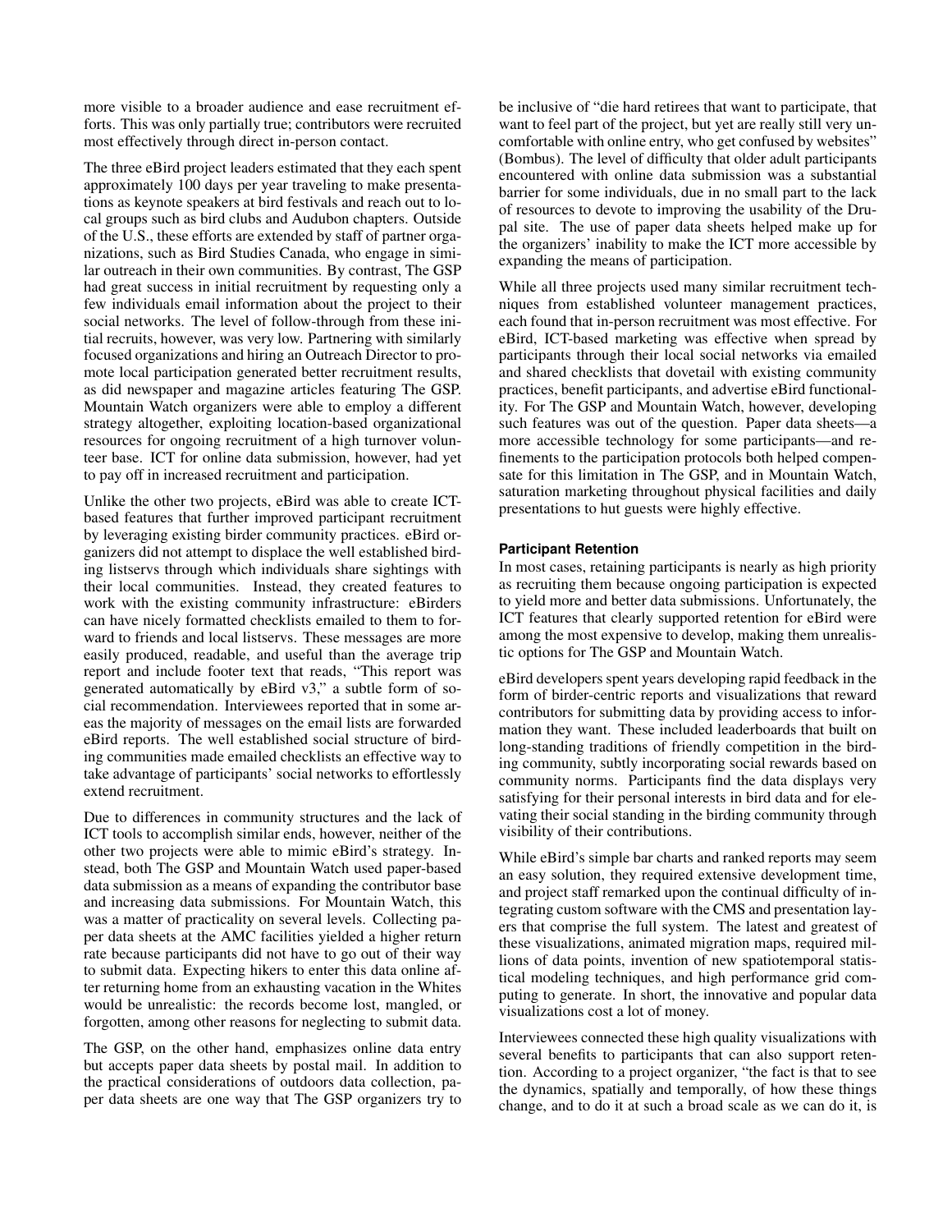more visible to a broader audience and ease recruitment efforts. This was only partially true; contributors were recruited most effectively through direct in-person contact.

The three eBird project leaders estimated that they each spent approximately 100 days per year traveling to make presentations as keynote speakers at bird festivals and reach out to local groups such as bird clubs and Audubon chapters. Outside of the U.S., these efforts are extended by staff of partner organizations, such as Bird Studies Canada, who engage in similar outreach in their own communities. By contrast, The GSP had great success in initial recruitment by requesting only a few individuals email information about the project to their social networks. The level of follow-through from these initial recruits, however, was very low. Partnering with similarly focused organizations and hiring an Outreach Director to promote local participation generated better recruitment results, as did newspaper and magazine articles featuring The GSP. Mountain Watch organizers were able to employ a different strategy altogether, exploiting location-based organizational resources for ongoing recruitment of a high turnover volunteer base. ICT for online data submission, however, had yet to pay off in increased recruitment and participation.

Unlike the other two projects, eBird was able to create ICT-based features that further improved participant recruitment by leveraging existing birder community practices. eBird organizers did not attempt to displace the well established birding listservs through which individuals share sightings with their local communities. Instead, they created features to work with the existing community infrastructure: eBirders can have nicely formatted checklists emailed to them to forward to friends and local listservs. These messages are more easily produced, readable, and useful than the average trip report and include footer text that reads, "This report was generated automatically by eBird v3," a subtle form of social recommendation. Interviewees reported that in some areas the majority of messages on the email lists are forwarded eBird reports. The well established social structure of birding communities made emailed checklists an effective way to take advantage of participants' social networks to effortlessly extend recruitment.

Due to differences in community structures and the lack of ICT tools to accomplish similar ends, however, neither of the other two projects were able to mimic eBird's strategy. Instead, both The GSP and Mountain Watch used paper-based data submission as a means of expanding the contributor base and increasing data submissions. For Mountain Watch, this was a matter of practicality on several levels. Collecting paper data sheets at the AMC facilities yielded a higher return rate because participants did not have to go out of their way to submit data. Expecting hikers to enter this data online after returning home from an exhausting vacation in the Whites would be unrealistic: the records become lost, mangled, or forgotten, among other reasons for neglecting to submit data.

The GSP, on the other hand, emphasizes online data entry but accepts paper data sheets by postal mail. In addition to the practical considerations of outdoors data collection, paper data sheets are one way that The GSP organizers try to be inclusive of "die hard retirees that want to participate, that want to feel part of the project, but yet are really still very uncomfortable with online entry, who get confused by websites" (Bombus). The level of difficulty that older adult participants encountered with online data submission was a substantial barrier for some individuals, due in no small part to the lack of resources to devote to improving the usability of the Drupal site. The use of paper data sheets helped make up for the organizers' inability to make the ICT more accessible by expanding the means of participation.

While all three projects used many similar recruitment techniques from established volunteer management practices, each found that in-person recruitment was most effective. For eBird, ICT-based marketing was effective when spread by participants through their local social networks via emailed and shared checklists that dovetail with existing community practices, benefit participants, and advertise eBird functionality. For The GSP and Mountain Watch, however, developing such features was out of the question. Paper data sheets—a more accessible technology for some participants—and refinements to the participation protocols both helped compensate for this limitation in The GSP, and in Mountain Watch, saturation marketing throughout physical facilities and daily presentations to hut guests were highly effective.

#### Participant Retention

In most cases, retaining participants is nearly as high priority as recruiting them because ongoing participation is expected to yield more and better data submissions. Unfortunately, the ICT features that clearly supported retention for eBird were among the most expensive to develop, making them unrealistic options for The GSP and Mountain Watch.

eBird developers spent years developing rapid feedback in the form of birder-centric reports and visualizations that reward contributors for submitting data by providing access to information they want. These included leaderboards that built on long-standing traditions of friendly competition in the birding community, subtly incorporating social rewards based on community norms. Participants find the data displays very satisfying for their personal interests in bird data and for elevating their social standing in the birding community through visibility of their contributions.

While eBird's simple bar charts and ranked reports may seem an easy solution, they required extensive development time, and project staff remarked upon the continual difficulty of integrating custom software with the CMS and presentation layers that comprise the full system. The latest and greatest of these visualizations, animated migration maps, required millions of data points, invention of new spatiotemporal statistical modeling techniques, and high performance grid computing to generate. In short, the innovative and popular data visualizations cost a lot of money.

Interviewees connected these high quality visualizations with several benefits to participants that can also support retention. According to a project organizer, "the fact is that to see the dynamics, spatially and temporally, of how these things change, and to do it at such a broad scale as we can do it, is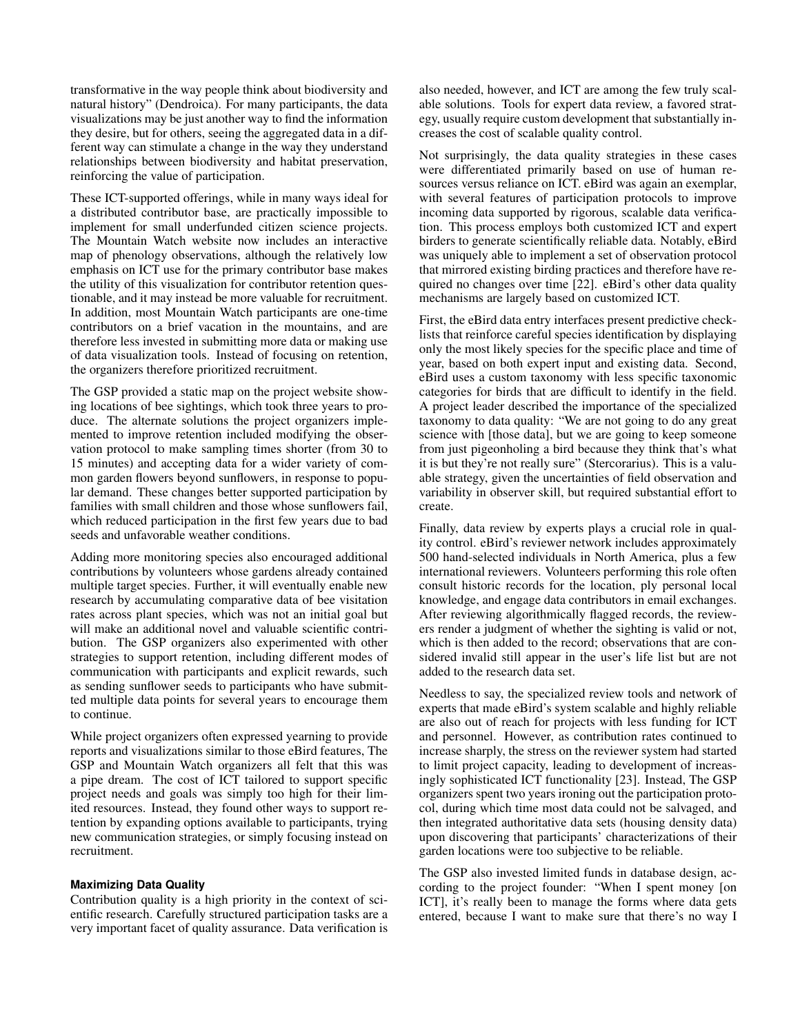transformative in the way people think about biodiversity and natural history" (Dendroica). For many participants, the data visualizations may be just another way to find the information they desire, but for others, seeing the aggregated data in a different way can stimulate a change in the way they understand relationships between biodiversity and habitat preservation, reinforcing the value of participation.

These ICT-supported offerings, while in many ways ideal for a distributed contributor base, are practically impossible to implement for small underfunded citizen science projects. The Mountain Watch website now includes an interactive map of phenology observations, although the relatively low emphasis on ICT use for the primary contributor base makes the utility of this visualization for contributor retention questionable, and it may instead be more valuable for recruitment. In addition, most Mountain Watch participants are one-time contributors on a brief vacation in the mountains, and are therefore less invested in submitting more data or making use of data visualization tools. Instead of focusing on retention, the organizers therefore prioritized recruitment.

The GSP provided a static map on the project website showing locations of bee sightings, which took three years to produce. The alternate solutions the project organizers implemented to improve retention included modifying the observation protocol to make sampling times shorter (from 30 to 15 minutes) and accepting data for a wider variety of common garden flowers beyond sunflowers, in response to popular demand. These changes better supported participation by families with small children and those whose sunflowers fail, which reduced participation in the first few years due to bad seeds and unfavorable weather conditions.

Adding more monitoring species also encouraged additional contributions by volunteers whose gardens already contained multiple target species. Further, it will eventually enable new research by accumulating comparative data of bee visitation rates across plant species, which was not an initial goal but will make an additional novel and valuable scientific contribution. The GSP organizers also experimented with other strategies to support retention, including different modes of communication with participants and explicit rewards, such as sending sunflower seeds to participants who have submitted multiple data points for several years to encourage them to continue.

While project organizers often expressed yearning to provide reports and visualizations similar to those eBird features, The GSP and Mountain Watch organizers all felt that this was a pipe dream. The cost of ICT tailored to support specific project needs and goals was simply too high for their limited resources. Instead, they found other ways to support retention by expanding options available to participants, trying new communication strategies, or simply focusing instead on recruitment.

#### Maximizing Data Quality

Contribution quality is a high priority in the context of scientific research. Carefully structured participation tasks are a very important facet of quality assurance. Data verification is also needed, however, and ICT are among the few truly scalable solutions. Tools for expert data review, a favored strategy, usually require custom development that substantially increases the cost of scalable quality control.

Not surprisingly, the data quality strategies in these cases were differentiated primarily based on use of human resources versus reliance on ICT. eBird was again an exemplar, with several features of participation protocols to improve incoming data supported by rigorous, scalable data verification. This process employs both customized ICT and expert birders to generate scientifically reliable data. Notably, eBird was uniquely able to implement a set of observation protocol that mirrored existing birding practices and therefore have required no changes over time [22]. eBird's other data quality mechanisms are largely based on customized ICT.

First, the eBird data entry interfaces present predictive checklists that reinforce careful species identification by displaying only the most likely species for the specific place and time of year, based on both expert input and existing data. Second, eBird uses a custom taxonomy with less specific taxonomic categories for birds that are difficult to identify in the field. A project leader described the importance of the specialized taxonomy to data quality: "We are not going to do any great science with [those data], but we are going to keep someone from just pigeonholing a bird because they think that's what it is but they're not really sure" (Stercorarius). This is a valuable strategy, given the uncertainties of field observation and variability in observer skill, but required substantial effort to create.

Finally, data review by experts plays a crucial role in quality control. eBird's reviewer network includes approximately 500 hand-selected individuals in North America, plus a few international reviewers. Volunteers performing this role often consult historic records for the location, ply personal local knowledge, and engage data contributors in email exchanges. After reviewing algorithmically flagged records, the reviewers render a judgment of whether the sighting is valid or not, which is then added to the record; observations that are considered invalid still appear in the user's life list but are not added to the research data set.

Needless to say, the specialized review tools and network of experts that made eBird's system scalable and highly reliable are also out of reach for projects with less funding for ICT and personnel. However, as contribution rates continued to increase sharply, the stress on the reviewer system had started to limit project capacity, leading to development of increasingly sophisticated ICT functionality [23]. Instead, The GSP organizers spent two years ironing out the participation protocol, during which time most data could not be salvaged, and then integrated authoritative data sets (housing density data) upon discovering that participants' characterizations of their garden locations were too subjective to be reliable.

The GSP also invested limited funds in database design, according to the project founder: "When I spent money [on ICT], it's really been to manage the forms where data gets entered, because I want to make sure that there's no way I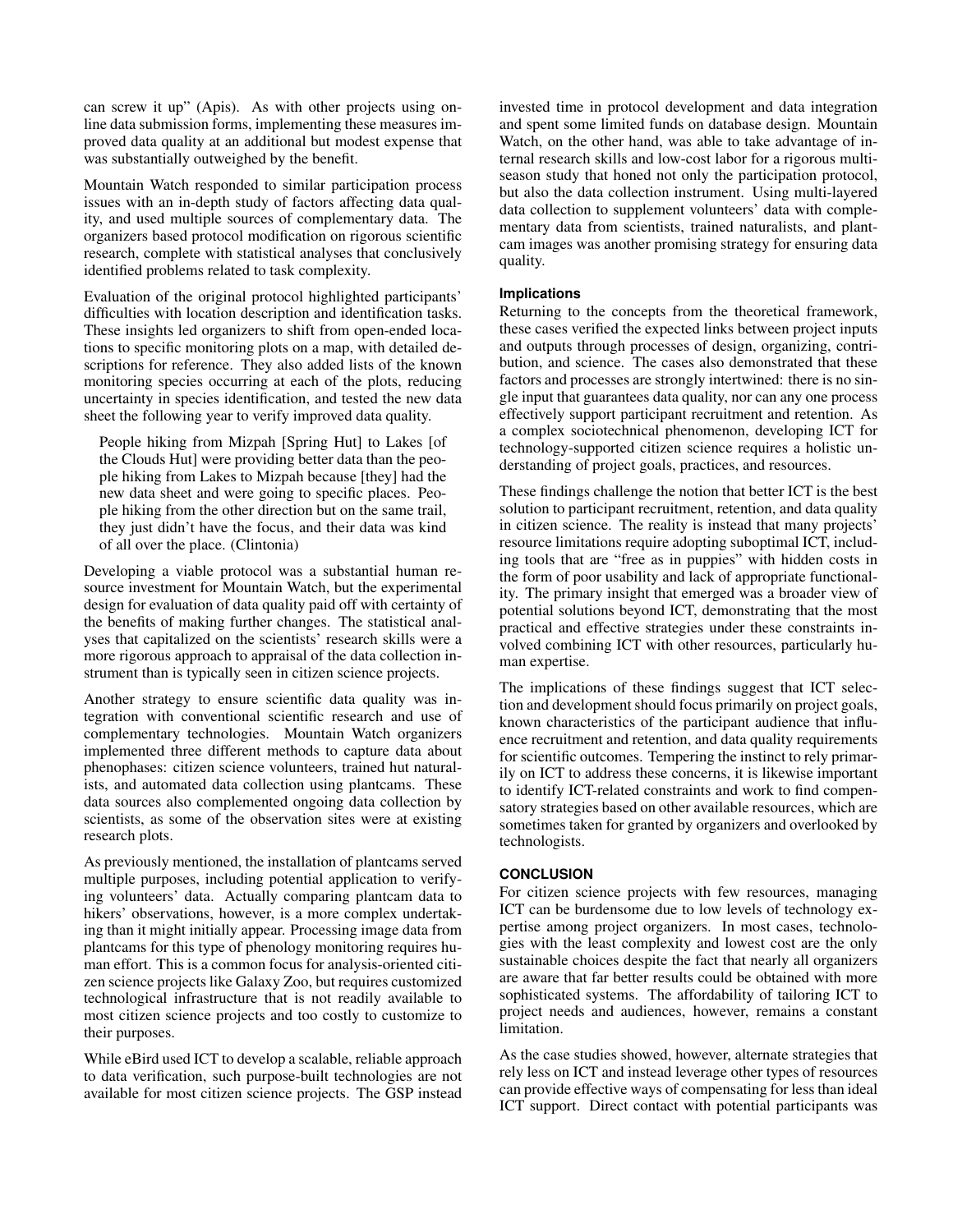can screw it up" (Apis). As with other projects using online data submission forms, implementing these measures improved data quality at an additional but modest expense that was substantially outweighed by the benefit.

Mountain Watch responded to similar participation process issues with an in-depth study of factors affecting data quality, and used multiple sources of complementary data. The organizers based protocol modification on rigorous scientific research, complete with statistical analyses that conclusively identified problems related to task complexity.

Evaluation of the original protocol highlighted participants' difficulties with location description and identification tasks. These insights led organizers to shift from open-ended locations to specific monitoring plots on a map, with detailed descriptions for reference. They also added lists of the known monitoring species occurring at each of the plots, reducing uncertainty in species identification, and tested the new data sheet the following year to verify improved data quality.

> People hiking from Mizpah [Spring Hut] to Lakes [of the Clouds Hut] were providing better data than the people hiking from Lakes to Mizpah because [they] had the new data sheet and were going to specific places. People hiking from the other direction but on the same trail, they just didn't have the focus, and their data was kind of all over the place. (Clintonia)

Developing a viable protocol was a substantial human resource investment for Mountain Watch, but the experimental design for evaluation of data quality paid off with certainty of the benefits of making further changes. The statistical analyses that capitalized on the scientists' research skills were a more rigorous approach to appraisal of the data collection instrument than is typically seen in citizen science projects.

Another strategy to ensure scientific data quality was integration with conventional scientific research and use of complementary technologies. Mountain Watch organizers implemented three different methods to capture data about phenophases: citizen science volunteers, trained hut naturalists, and automated data collection using plantcams. These data sources also complemented ongoing data collection by scientists, as some of the observation sites were at existing research plots.

As previously mentioned, the installation of plantcams served multiple purposes, including potential application to verifying volunteers' data. Actually comparing plantcam data to hikers' observations, however, is a more complex undertaking than it might initially appear. Processing image data from plantcams for this type of phenology monitoring requires human effort. This is a common focus for analysis-oriented citizen science projects like Galaxy Zoo, but requires customized technological infrastructure that is not readily available to most citizen science projects and too costly to customize to their purposes.

While eBird used ICT to develop a scalable, reliable approach to data verification, such purpose-built technologies are not available for most citizen science projects. The GSP instead invested time in protocol development and data integration and spent some limited funds on database design. Mountain Watch, on the other hand, was able to take advantage of internal research skills and low-cost labor for a rigorous multi-season study that honed not only the participation protocol, but also the data collection instrument. Using multi-layered data collection to supplement volunteers' data with complementary data from scientists, trained naturalists, and plantcam images was another promising strategy for ensuring data quality.

### Implications

Returning to the concepts from the theoretical framework, these cases verified the expected links between project inputs and outputs through processes of design, organizing, contribution, and science. The cases also demonstrated that these factors and processes are strongly intertwined: there is no single input that guarantees data quality, nor can any one process effectively support participant recruitment and retention. As a complex sociotechnical phenomenon, developing ICT for technology-supported citizen science requires a holistic understanding of project goals, practices, and resources.

These findings challenge the notion that better ICT is the best solution to participant recruitment, retention, and data quality in citizen science. The reality is instead that many projects' resource limitations require adopting suboptimal ICT, including tools that are "free as in puppies" with hidden costs in the form of poor usability and lack of appropriate functionality. The primary insight that emerged was a broader view of potential solutions beyond ICT, demonstrating that the most practical and effective strategies under these constraints involved combining ICT with other resources, particularly human expertise.

The implications of these findings suggest that ICT selection and development should focus primarily on project goals, known characteristics of the participant audience that influence recruitment and retention, and data quality requirements for scientific outcomes. Tempering the instinct to rely primarily on ICT to address these concerns, it is likewise important to identify ICT-related constraints and work to find compensatory strategies based on other available resources, which are sometimes taken for granted by organizers and overlooked by technologists.

## CONCLUSION

For citizen science projects with few resources, managing ICT can be burdensome due to low levels of technology expertise among project organizers. In most cases, technologies with the least complexity and lowest cost are the only sustainable choices despite the fact that nearly all organizers are aware that far better results could be obtained with more sophisticated systems. The affordability of tailoring ICT to project needs and audiences, however, remains a constant limitation.

As the case studies showed, however, alternate strategies that rely less on ICT and instead leverage other types of resources can provide effective ways of compensating for less than ideal ICT support. Direct contact with potential participants was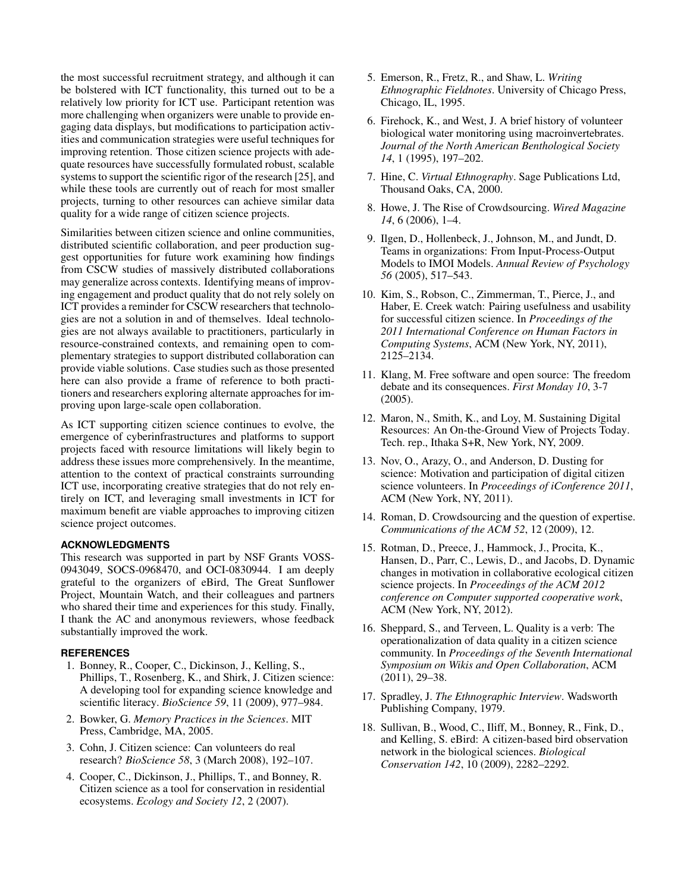the most successful recruitment strategy, and although it can be bolstered with ICT functionality, this turned out to be a relatively low priority for ICT use. Participant retention was more challenging when organizers were unable to provide engaging data displays, but modifications to participation activities and communication strategies were useful techniques for improving retention. Those citizen science projects with adequate resources have successfully formulated robust, scalable systems to support the scientific rigor of the research [25], and while these tools are currently out of reach for most smaller projects, turning to other resources can achieve similar data quality for a wide range of citizen science projects.

Similarities between citizen science and online communities, distributed scientific collaboration, and peer production suggest opportunities for future work examining how findings from CSCW studies of massively distributed collaborations may generalize across contexts. Identifying means of improving engagement and product quality that do not rely solely on ICT provides a reminder for CSCW researchers that technologies are not a solution in and of themselves. Ideal technologies are not always available to practitioners, particularly in resource-constrained contexts, and remaining open to complementary strategies to support distributed collaboration can provide viable solutions. Case studies such as those presented here can also provide a frame of reference to both practitioners and researchers exploring alternate approaches for improving upon large-scale open collaboration.

As ICT supporting citizen science continues to evolve, the emergence of cyberinfrastructures and platforms to support projects faced with resource limitations will likely begin to address these issues more comprehensively. In the meantime, attention to the context of practical constraints surrounding ICT use, incorporating creative strategies that do not rely entirely on ICT, and leveraging small investments in ICT for maximum benefit are viable approaches to improving citizen science project outcomes.

## ACKNOWLEDGMENTS

This research was supported in part by NSF Grants VOSS-0943049, SOCS-0968470, and OCI-0830944. I am deeply grateful to the organizers of eBird, The Great Sunflower Project, Mountain Watch, and their colleagues and partners who shared their time and experiences for this study. Finally, I thank the AC and anonymous reviewers, whose feedback substantially improved the work.

## REFERENCES

1. Bonney, R., Cooper, C., Dickinson, J., Kelling, S., Phillips, T., Rosenberg, K., and Shirk, J. Citizen science: A developing tool for expanding science knowledge and scientific literacy. *BioScience 59*, 11 (2009), 977–984.
2. Bowker, G. *Memory Practices in the Sciences*. MIT Press, Cambridge, MA, 2005.
3. Cohn, J. Citizen science: Can volunteers do real research? *BioScience 58*, 3 (March 2008), 192–107.
4. Cooper, C., Dickinson, J., Phillips, T., and Bonney, R. Citizen science as a tool for conservation in residential ecosystems. *Ecology and Society 12*, 2 (2007).
5. Emerson, R., Fretz, R., and Shaw, L. *Writing Ethnographic Fieldnotes*. University of Chicago Press, Chicago, IL, 1995.
6. Firehock, K., and West, J. A brief history of volunteer biological water monitoring using macroinvertebrates. *Journal of the North American Benthological Society 14*, 1 (1995), 197–202.
7. Hine, C. *Virtual Ethnography*. Sage Publications Ltd, Thousand Oaks, CA, 2000.
8. Howe, J. The Rise of Crowdsourcing. *Wired Magazine 14*, 6 (2006), 1–4.
9. Ilgen, D., Hollenbeck, J., Johnson, M., and Jundt, D. Teams in organizations: From Input-Process-Output Models to IMOI Models. *Annual Review of Psychology 56* (2005), 517–543.
10. Kim, S., Robson, C., Zimmerman, T., Pierce, J., and Haber, E. Creek watch: Pairing usefulness and usability for successful citizen science. In *Proceedings of the 2011 International Conference on Human Factors in Computing Systems*, ACM (New York, NY, 2011), 2125–2134.
11. Klang, M. Free software and open source: The freedom debate and its consequences. *First Monday 10*, 3-7 (2005).
12. Maron, N., Smith, K., and Loy, M. Sustaining Digital Resources: An On-the-Ground View of Projects Today. Tech. rep., Ithaka S+R, New York, NY, 2009.
13. Nov, O., Arazy, O., and Anderson, D. Dusting for science: Motivation and participation of digital citizen science volunteers. In *Proceedings of iConference 2011*, ACM (New York, NY, 2011).
14. Roman, D. Crowdsourcing and the question of expertise. *Communications of the ACM 52*, 12 (2009), 12.
15. Rotman, D., Preece, J., Hammock, J., Procita, K., Hansen, D., Parr, C., Lewis, D., and Jacobs, D. Dynamic changes in motivation in collaborative ecological citizen science projects. In *Proceedings of the ACM 2012 conference on Computer supported cooperative work*, ACM (New York, NY, 2012).
16. Sheppard, S., and Terveen, L. Quality is a verb: The operationalization of data quality in a citizen science community. In *Proceedings of the Seventh International Symposium on Wikis and Open Collaboration*, ACM (2011), 29–38.
17. Spradley, J. *The Ethnographic Interview*. Wadsworth Publishing Company, 1979.
18. Sullivan, B., Wood, C., Iliff, M., Bonney, R., Fink, D., and Kelling, S. eBird: A citizen-based bird observation network in the biological sciences. *Biological Conservation 142*, 10 (2009), 2282–2292.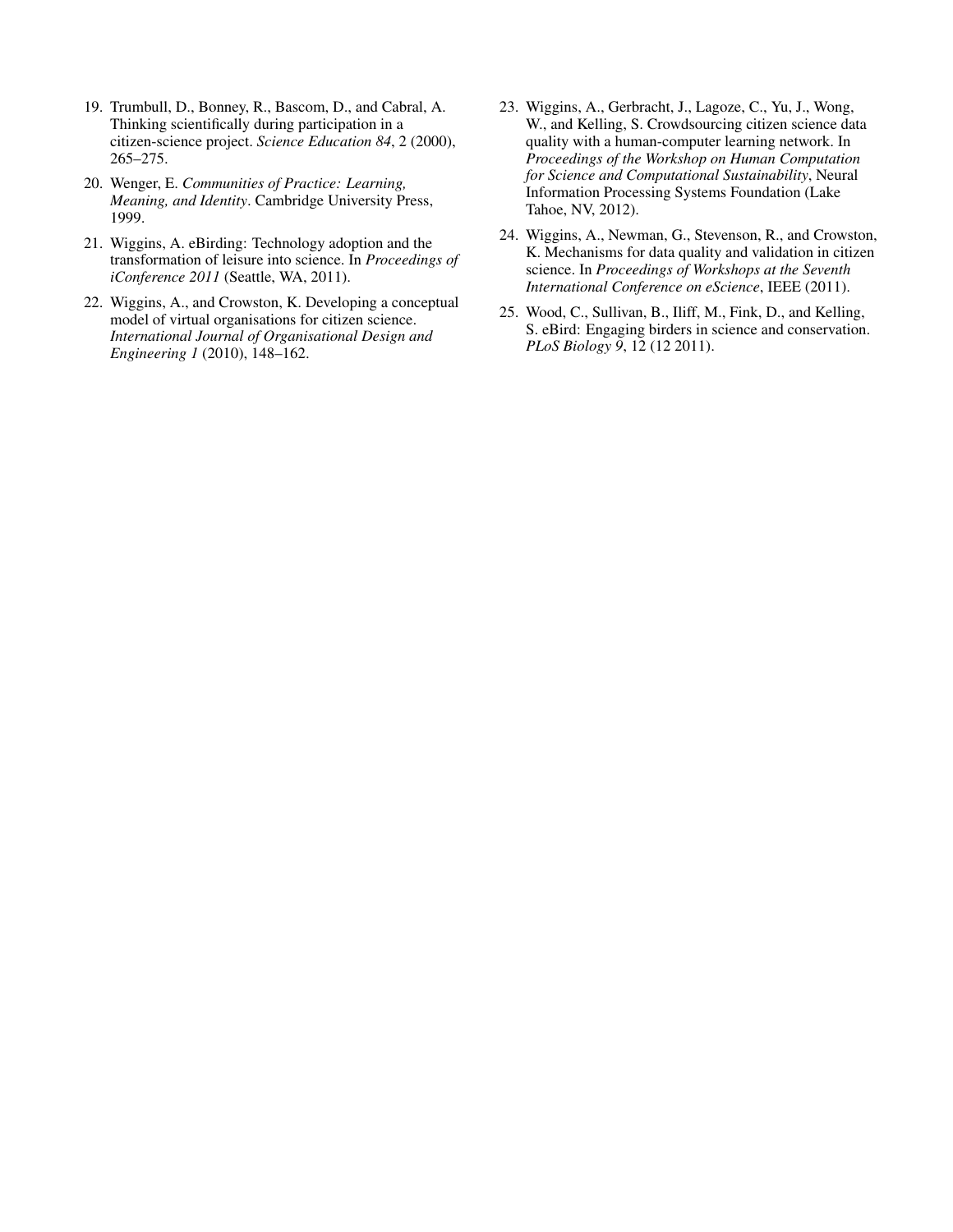19. Trumbull, D., Bonney, R., Bascom, D., and Cabral, A. Thinking scientifically during participation in a citizen-science project. *Science Education 84*, 2 (2000), 265–275.

20. Wenger, E. *Communities of Practice: Learning, Meaning, and Identity*. Cambridge University Press, 1999.

21. Wiggins, A. eBirding: Technology adoption and the transformation of leisure into science. In *Proceedings of iConference 2011* (Seattle, WA, 2011).

22. Wiggins, A., and Crowston, K. Developing a conceptual model of virtual organisations for citizen science. *International Journal of Organisational Design and Engineering 1* (2010), 148–162.

23. Wiggins, A., Gerbracht, J., Lagoze, C., Yu, J., Wong, W., and Kelling, S. Crowdsourcing citizen science data quality with a human-computer learning network. In *Proceedings of the Workshop on Human Computation for Science and Computational Sustainability*, Neural Information Processing Systems Foundation (Lake Tahoe, NV, 2012).

24. Wiggins, A., Newman, G., Stevenson, R., and Crowston, K. Mechanisms for data quality and validation in citizen science. In *Proceedings of Workshops at the Seventh International Conference on eScience*, IEEE (2011).

25. Wood, C., Sullivan, B., Iliff, M., Fink, D., and Kelling, S. eBird: Engaging birders in science and conservation. *PLoS Biology 9*, 12 (12 2011).